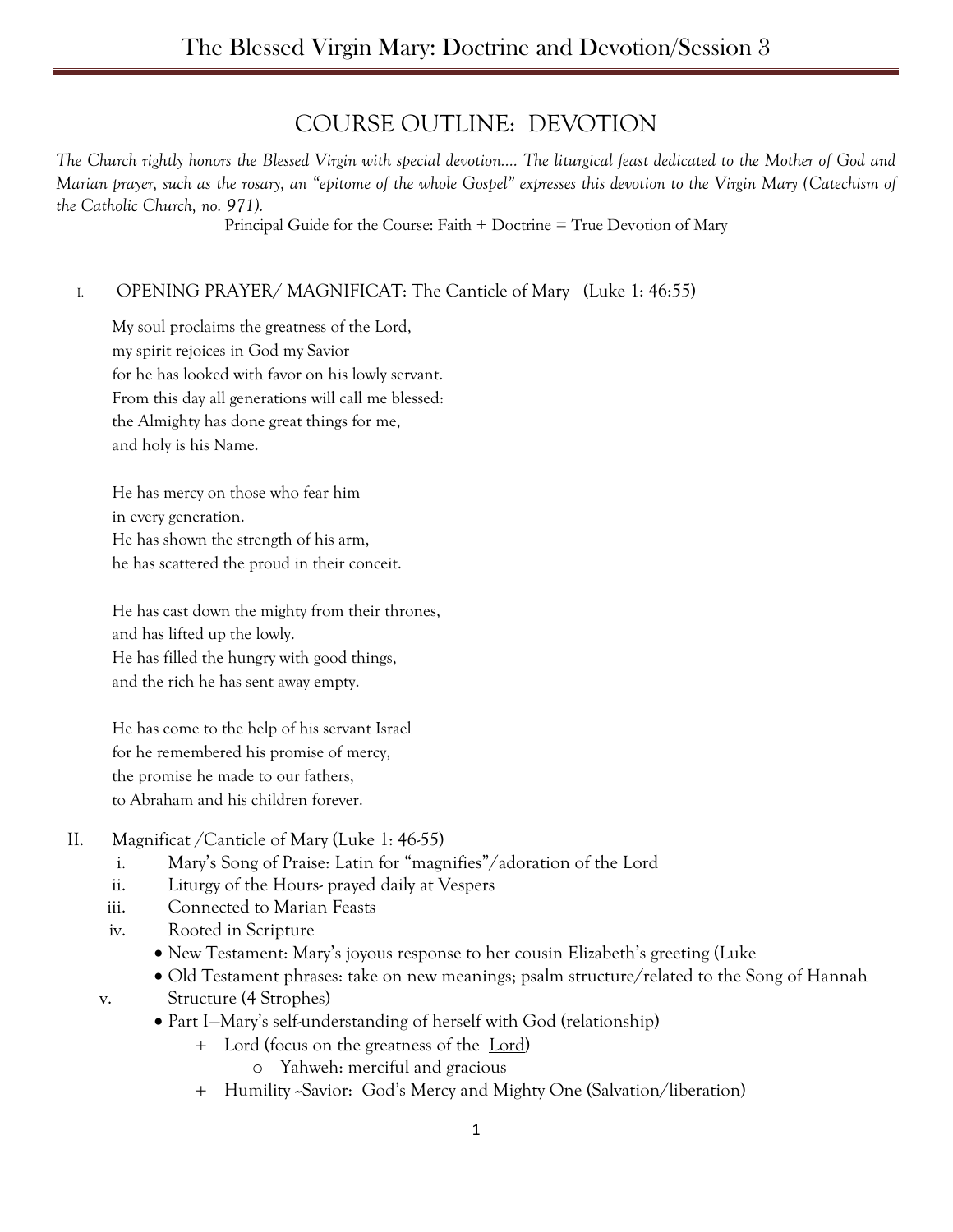# COURSE OUTLINE: DEVOTION

*The Church rightly honors the Blessed Virgin with special devotion.... The liturgical feast dedicated to the Mother of God and Marian prayer, such as the rosary, an "epitome of the whole Gospel" expresses this devotion to the Virgin Mary (Catechism of the Catholic Church, no. 971).*

Principal Guide for the Course: Faith + Doctrine = True Devotion of Mary

I. OPENING PRAYER/ MAGNIFICAT: The Canticle of Mary (Luke 1: 46:55)

My soul proclaims the greatness of the Lord,
my spirit rejoices in God my Savior
for he has looked with favor on his lowly servant.
From this day all generations will call me blessed:
the Almighty has done great things for me,
and holy is his Name.

He has mercy on those who fear him
in every generation.
He has shown the strength of his arm,
he has scattered the proud in their conceit.

He has cast down the mighty from their thrones,
and has lifted up the lowly.
He has filled the hungry with good things,
and the rich he has sent away empty.

He has come to the help of his servant Israel
for he remembered his promise of mercy,
the promise he made to our fathers,
to Abraham and his children forever.

II. Magnificat /Canticle of Mary (Luke 1: 46-55)

i. Mary's Song of Praise: Latin for "magnifies"/adoration of the Lord

ii. Liturgy of the Hours- prayed daily at Vespers

iii. Connected to Marian Feasts

iv. Rooted in Scripture
- New Testament: Mary's joyous response to her cousin Elizabeth's greeting (Luke
- Old Testament phrases: take on new meanings; psalm structure/related to the Song of Hannah

v. Structure (4 Strophes)
- Part I—Mary's self-understanding of herself with God (relationship)
  + Lord (focus on the greatness of the Lord)
    - Yahweh: merciful and gracious
  + Humility ~Savior: God's Mercy and Mighty One (Salvation/liberation)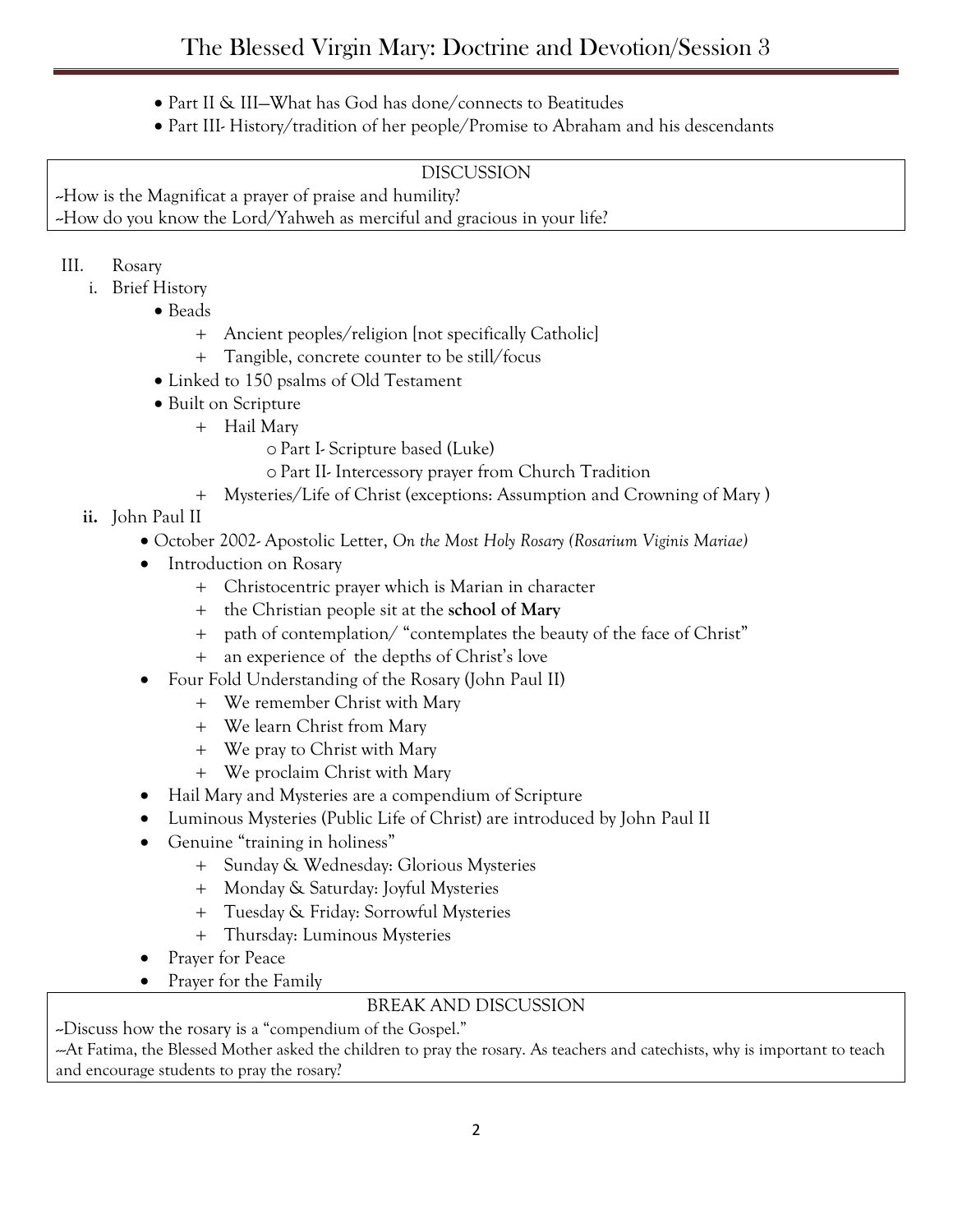- Part II & III—What has God has done/connects to Beatitudes
- Part III- History/tradition of her people/Promise to Abraham and his descendants

> DISCUSSION
>
> --How is the Magnificat a prayer of praise and humility?
>
> --How do you know the Lord/Yahweh as merciful and gracious in your life?

III. Rosary

i. Brief History

- Beads
  - + Ancient peoples/religion [not specifically Catholic]
  - + Tangible, concrete counter to be still/focus
- Linked to 150 psalms of Old Testament
- Built on Scripture
  - + Hail Mary
    - o Part I- Scripture based (Luke)
    - o Part II- Intercessory prayer from Church Tradition
  - + Mysteries/Life of Christ (exceptions: Assumption and Crowning of Mary )

**ii.** John Paul II

- October 2002- Apostolic Letter, *On the Most Holy Rosary (Rosarium Viginis Mariae)*
- Introduction on Rosary
  - + Christocentric prayer which is Marian in character
  - + the Christian people sit at the **school of Mary**
  - + path of contemplation/ "contemplates the beauty of the face of Christ"
  - + an experience of the depths of Christ's love
- Four Fold Understanding of the Rosary (John Paul II)
  - + We remember Christ with Mary
  - + We learn Christ from Mary
  - + We pray to Christ with Mary
  - + We proclaim Christ with Mary
- Hail Mary and Mysteries are a compendium of Scripture
- Luminous Mysteries (Public Life of Christ) are introduced by John Paul II
- Genuine "training in holiness"
  - + Sunday & Wednesday: Glorious Mysteries
  - + Monday & Saturday: Joyful Mysteries
  - + Tuesday & Friday: Sorrowful Mysteries
  - + Thursday: Luminous Mysteries
- Prayer for Peace
- Prayer for the Family

> BREAK AND DISCUSSION
>
> --Discuss how the rosary is a "compendium of the Gospel."
>
> ---At Fatima, the Blessed Mother asked the children to pray the rosary. As teachers and catechists, why is important to teach and encourage students to pray the rosary?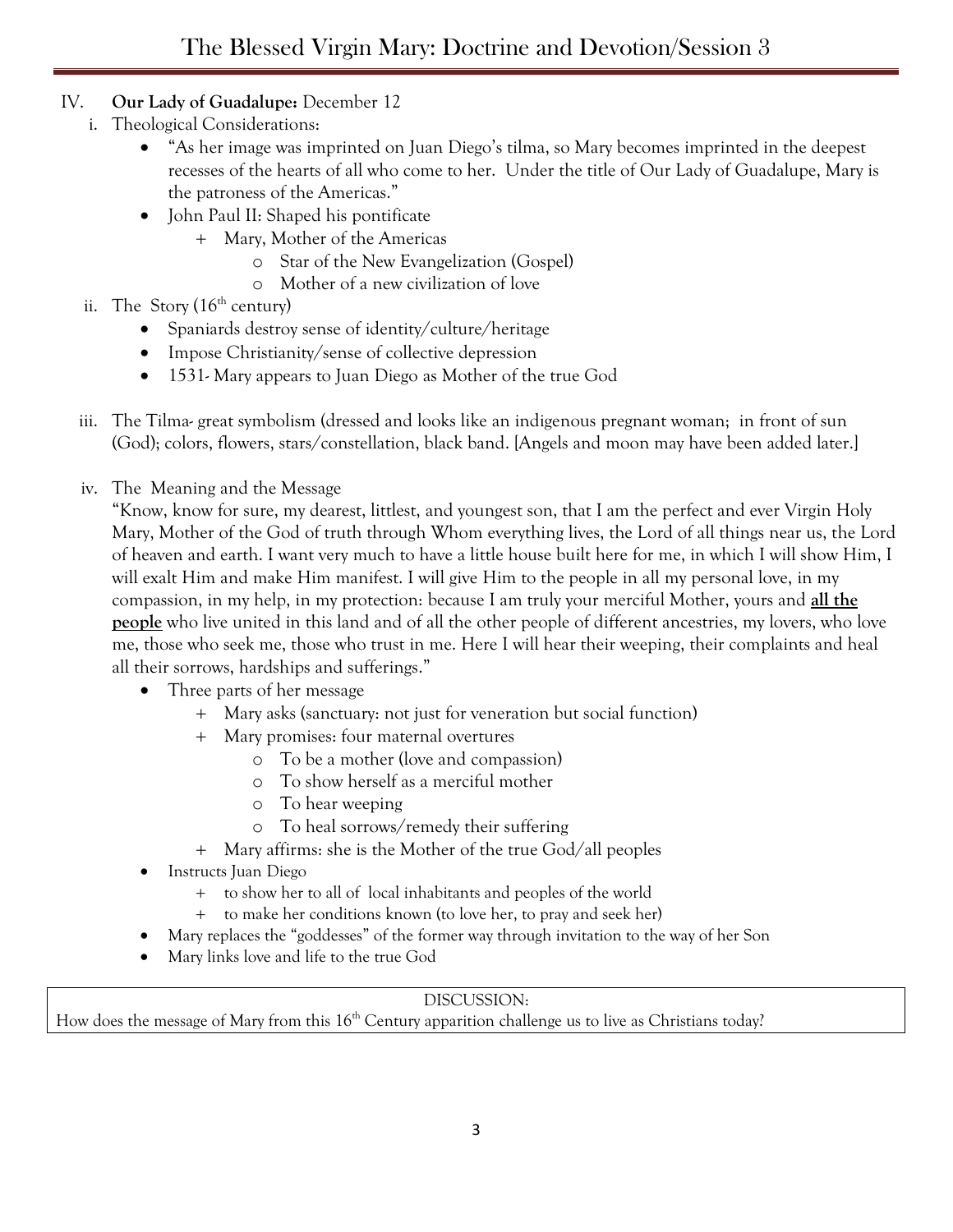IV. **Our Lady of Guadalupe:** December 12

i. Theological Considerations:

- "As her image was imprinted on Juan Diego's tilma, so Mary becomes imprinted in the deepest recesses of the hearts of all who come to her. Under the title of Our Lady of Guadalupe, Mary is the patroness of the Americas."
- John Paul II: Shaped his pontificate
  - + Mary, Mother of the Americas
    - o Star of the New Evangelization (Gospel)
    - o Mother of a new civilization of love

ii. The Story (16th century)

- Spaniards destroy sense of identity/culture/heritage
- Impose Christianity/sense of collective depression
- 1531- Mary appears to Juan Diego as Mother of the true God

iii. The Tilma- great symbolism (dressed and looks like an indigenous pregnant woman; in front of sun (God); colors, flowers, stars/constellation, black band. [Angels and moon may have been added later.]

iv. The Meaning and the Message

"Know, know for sure, my dearest, littlest, and youngest son, that I am the perfect and ever Virgin Holy Mary, Mother of the God of truth through Whom everything lives, the Lord of all things near us, the Lord of heaven and earth. I want very much to have a little house built here for me, in which I will show Him, I will exalt Him and make Him manifest. I will give Him to the people in all my personal love, in my compassion, in my help, in my protection: because I am truly your merciful Mother, yours and **all the people** who live united in this land and of all the other people of different ancestries, my lovers, who love me, those who seek me, those who trust in me. Here I will hear their weeping, their complaints and heal all their sorrows, hardships and sufferings."

- Three parts of her message
  - + Mary asks (sanctuary: not just for veneration but social function)
  - + Mary promises: four maternal overtures
    - o To be a mother (love and compassion)
    - o To show herself as a merciful mother
    - o To hear weeping
    - o To heal sorrows/remedy their suffering
  - + Mary affirms: she is the Mother of the true God/all peoples
- Instructs Juan Diego
  - + to show her to all of local inhabitants and peoples of the world
  - + to make her conditions known (to love her, to pray and seek her)
- Mary replaces the "goddesses" of the former way through invitation to the way of her Son
- Mary links love and life to the true God

DISCUSSION:

How does the message of Mary from this 16th Century apparition challenge us to live as Christians today?